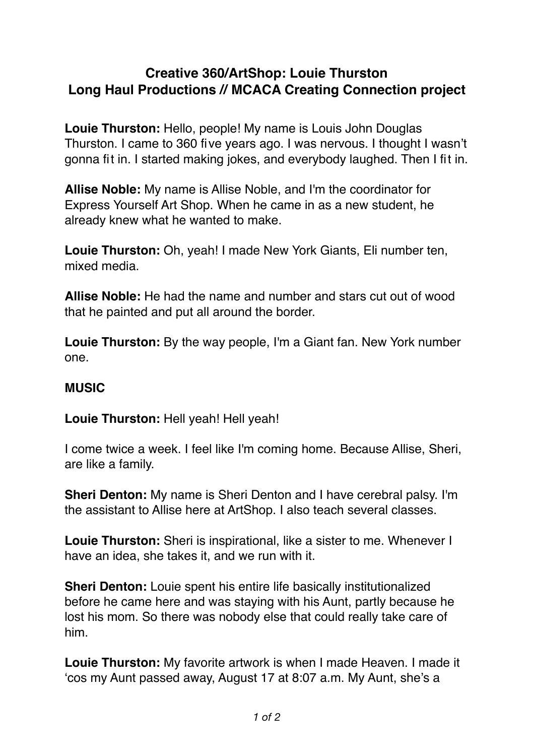# Creative 360/ArtShop: Louie Thurston
## Long Haul Productions // MCACA Creating Connection project

**Louie Thurston:** Hello, people! My name is Louis John Douglas Thurston. I came to 360 five years ago. I was nervous. I thought I wasn't gonna fit in. I started making jokes, and everybody laughed. Then I fit in.

**Allise Noble:** My name is Allise Noble, and I'm the coordinator for Express Yourself Art Shop. When he came in as a new student, he already knew what he wanted to make.

**Louie Thurston:** Oh, yeah! I made New York Giants, Eli number ten, mixed media.

**Allise Noble:** He had the name and number and stars cut out of wood that he painted and put all around the border.

**Louie Thurston:** By the way people, I'm a Giant fan. New York number one.

**MUSIC**

**Louie Thurston:** Hell yeah! Hell yeah!

I come twice a week. I feel like I'm coming home. Because Allise, Sheri, are like a family.

**Sheri Denton:** My name is Sheri Denton and I have cerebral palsy. I'm the assistant to Allise here at ArtShop. I also teach several classes.

**Louie Thurston:** Sheri is inspirational, like a sister to me. Whenever I have an idea, she takes it, and we run with it.

**Sheri Denton:** Louie spent his entire life basically institutionalized before he came here and was staying with his Aunt, partly because he lost his mom. So there was nobody else that could really take care of him.

**Louie Thurston:** My favorite artwork is when I made Heaven. I made it 'cos my Aunt passed away, August 17 at 8:07 a.m. My Aunt, she's a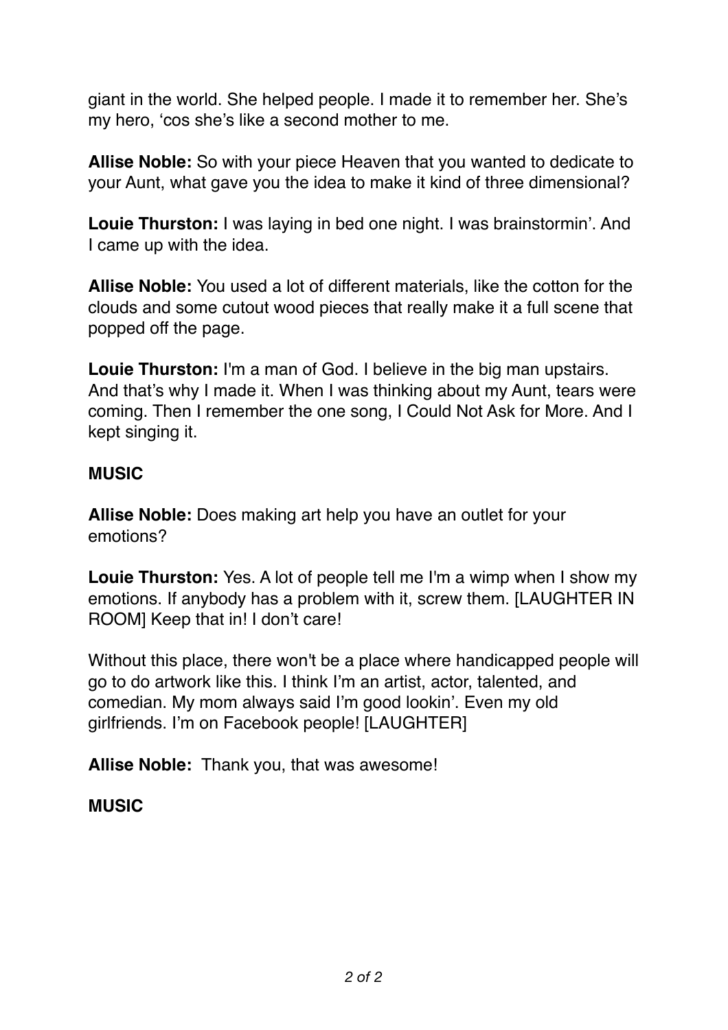giant in the world. She helped people. I made it to remember her. She's my hero, 'cos she's like a second mother to me.

**Allise Noble:** So with your piece Heaven that you wanted to dedicate to your Aunt, what gave you the idea to make it kind of three dimensional?

**Louie Thurston:** I was laying in bed one night. I was brainstormin'. And I came up with the idea.

**Allise Noble:** You used a lot of different materials, like the cotton for the clouds and some cutout wood pieces that really make it a full scene that popped off the page.

**Louie Thurston:** I'm a man of God. I believe in the big man upstairs. And that's why I made it. When I was thinking about my Aunt, tears were coming. Then I remember the one song, I Could Not Ask for More. And I kept singing it.

**MUSIC**

**Allise Noble:** Does making art help you have an outlet for your emotions?

**Louie Thurston:** Yes. A lot of people tell me I'm a wimp when I show my emotions. If anybody has a problem with it, screw them. [LAUGHTER IN ROOM] Keep that in! I don't care!

Without this place, there won't be a place where handicapped people will go to do artwork like this. I think I'm an artist, actor, talented, and comedian. My mom always said I'm good lookin'. Even my old girlfriends. I'm on Facebook people! [LAUGHTER]

**Allise Noble:** Thank you, that was awesome!

**MUSIC**